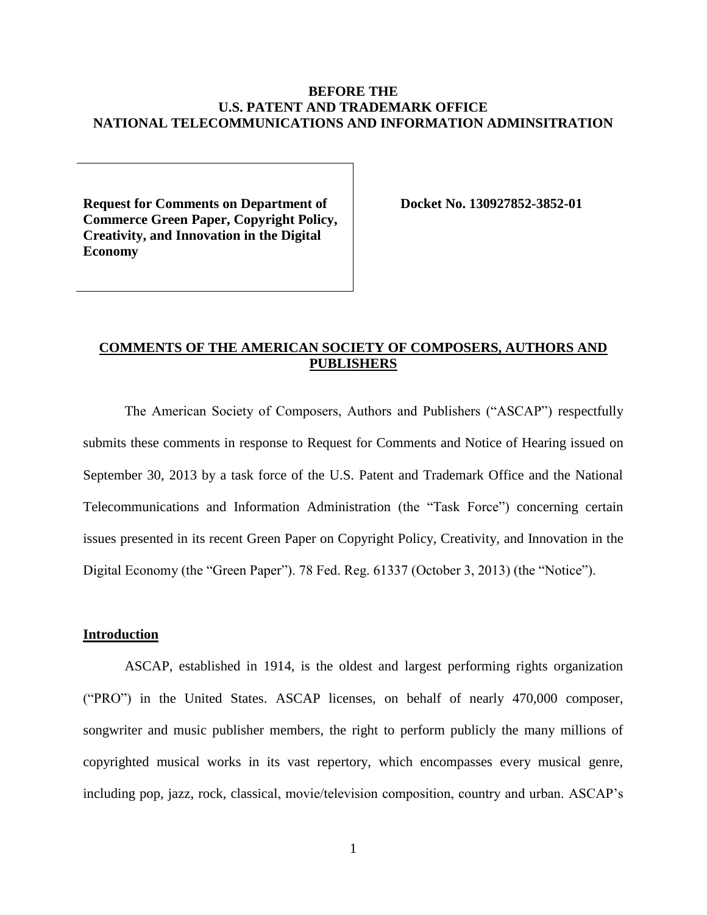**BEFORE THE**
**U.S. PATENT AND TRADEMARK OFFICE**
**NATIONAL TELECOMMUNICATIONS AND INFORMATION ADMINSITRATION**

| **Request for Comments on Department of Commerce Green Paper, Copyright Policy, Creativity, and Innovation in the Digital Economy** | **Docket No. 130927852-3852-01** |
| --- | --- |

## **COMMENTS OF THE AMERICAN SOCIETY OF COMPOSERS, AUTHORS AND PUBLISHERS**

The American Society of Composers, Authors and Publishers ("ASCAP") respectfully submits these comments in response to Request for Comments and Notice of Hearing issued on September 30, 2013 by a task force of the U.S. Patent and Trademark Office and the National Telecommunications and Information Administration (the "Task Force") concerning certain issues presented in its recent Green Paper on Copyright Policy, Creativity, and Innovation in the Digital Economy (the "Green Paper"). 78 Fed. Reg. 61337 (October 3, 2013) (the "Notice").

### **Introduction**

ASCAP, established in 1914, is the oldest and largest performing rights organization ("PRO") in the United States. ASCAP licenses, on behalf of nearly 470,000 composer, songwriter and music publisher members, the right to perform publicly the many millions of copyrighted musical works in its vast repertory, which encompasses every musical genre, including pop, jazz, rock, classical, movie/television composition, country and urban. ASCAP's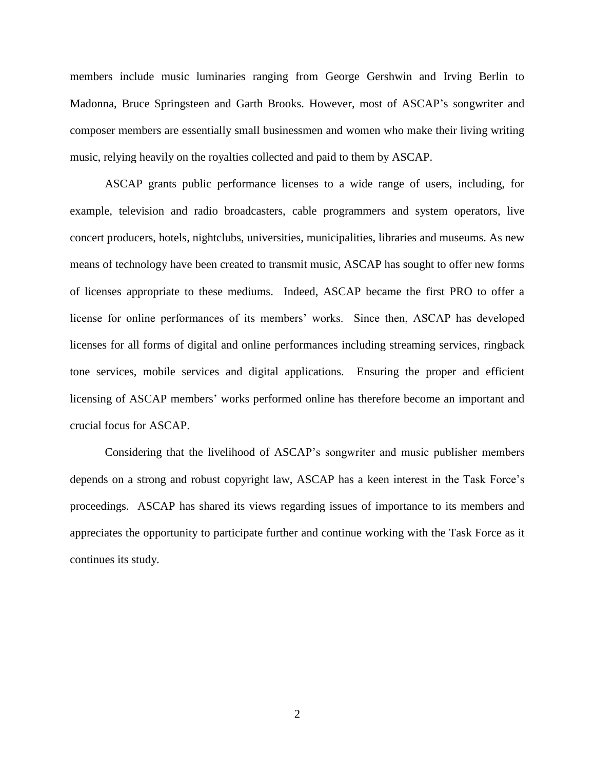members include music luminaries ranging from George Gershwin and Irving Berlin to Madonna, Bruce Springsteen and Garth Brooks. However, most of ASCAP's songwriter and composer members are essentially small businessmen and women who make their living writing music, relying heavily on the royalties collected and paid to them by ASCAP.

ASCAP grants public performance licenses to a wide range of users, including, for example, television and radio broadcasters, cable programmers and system operators, live concert producers, hotels, nightclubs, universities, municipalities, libraries and museums. As new means of technology have been created to transmit music, ASCAP has sought to offer new forms of licenses appropriate to these mediums. Indeed, ASCAP became the first PRO to offer a license for online performances of its members' works. Since then, ASCAP has developed licenses for all forms of digital and online performances including streaming services, ringback tone services, mobile services and digital applications. Ensuring the proper and efficient licensing of ASCAP members' works performed online has therefore become an important and crucial focus for ASCAP.

Considering that the livelihood of ASCAP's songwriter and music publisher members depends on a strong and robust copyright law, ASCAP has a keen interest in the Task Force's proceedings. ASCAP has shared its views regarding issues of importance to its members and appreciates the opportunity to participate further and continue working with the Task Force as it continues its study.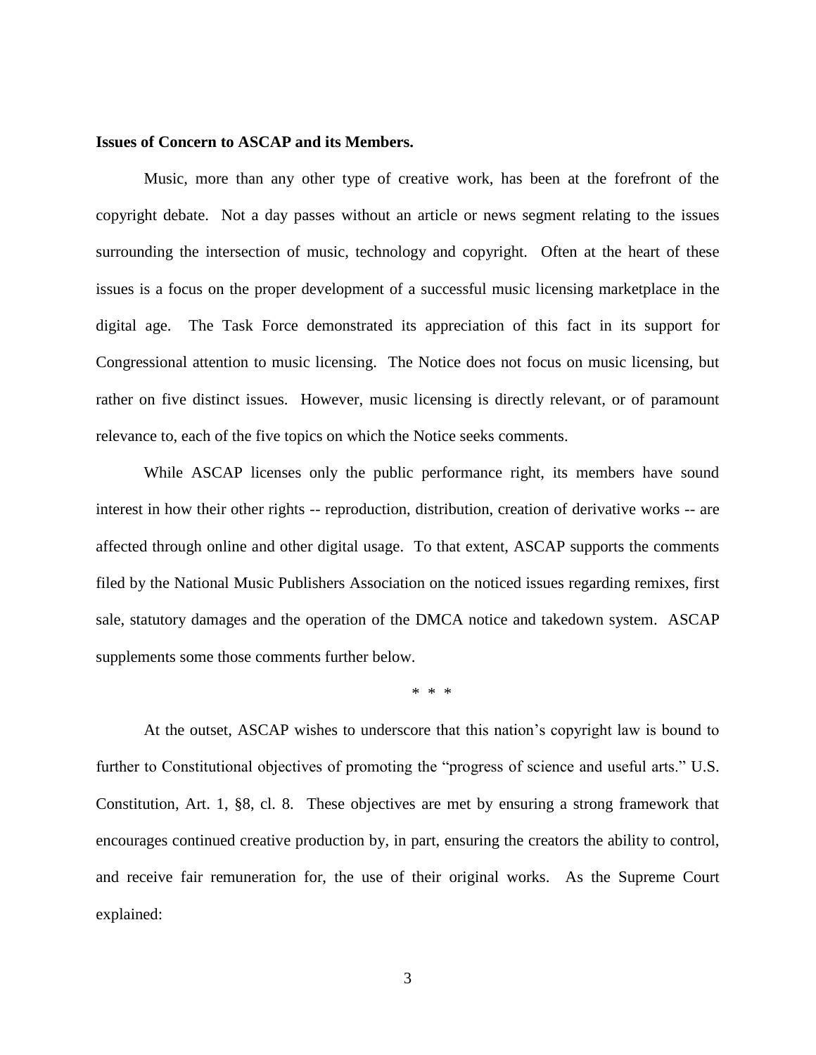**Issues of Concern to ASCAP and its Members.**

Music, more than any other type of creative work, has been at the forefront of the copyright debate. Not a day passes without an article or news segment relating to the issues surrounding the intersection of music, technology and copyright. Often at the heart of these issues is a focus on the proper development of a successful music licensing marketplace in the digital age. The Task Force demonstrated its appreciation of this fact in its support for Congressional attention to music licensing. The Notice does not focus on music licensing, but rather on five distinct issues. However, music licensing is directly relevant, or of paramount relevance to, each of the five topics on which the Notice seeks comments.

While ASCAP licenses only the public performance right, its members have sound interest in how their other rights -- reproduction, distribution, creation of derivative works -- are affected through online and other digital usage. To that extent, ASCAP supports the comments filed by the National Music Publishers Association on the noticed issues regarding remixes, first sale, statutory damages and the operation of the DMCA notice and takedown system. ASCAP supplements some those comments further below.

\* \* \*

At the outset, ASCAP wishes to underscore that this nation's copyright law is bound to further to Constitutional objectives of promoting the "progress of science and useful arts." U.S. Constitution, Art. 1, §8, cl. 8. These objectives are met by ensuring a strong framework that encourages continued creative production by, in part, ensuring the creators the ability to control, and receive fair remuneration for, the use of their original works. As the Supreme Court explained: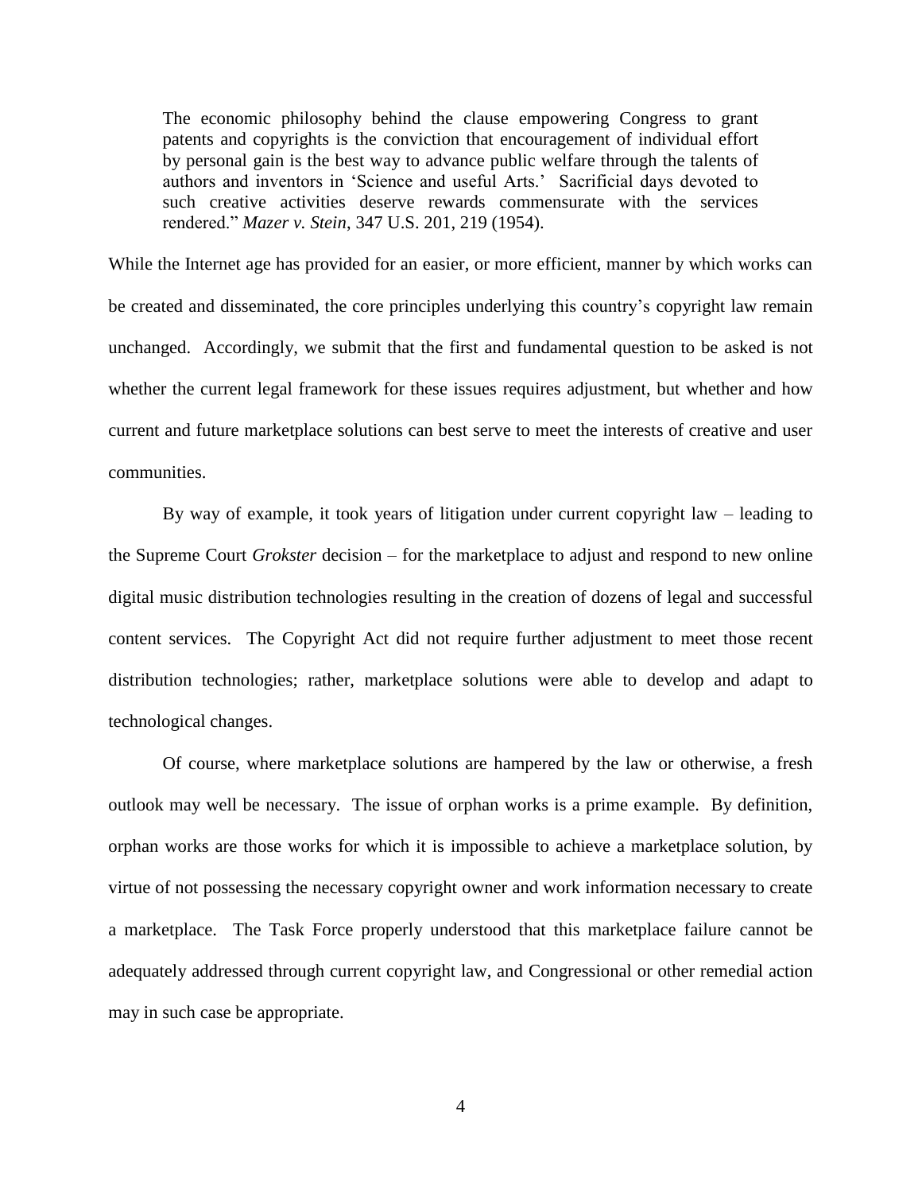> The economic philosophy behind the clause empowering Congress to grant patents and copyrights is the conviction that encouragement of individual effort by personal gain is the best way to advance public welfare through the talents of authors and inventors in 'Science and useful Arts.' Sacrificial days devoted to such creative activities deserve rewards commensurate with the services rendered." *Mazer v. Stein*, 347 U.S. 201, 219 (1954).

While the Internet age has provided for an easier, or more efficient, manner by which works can be created and disseminated, the core principles underlying this country's copyright law remain unchanged. Accordingly, we submit that the first and fundamental question to be asked is not whether the current legal framework for these issues requires adjustment, but whether and how current and future marketplace solutions can best serve to meet the interests of creative and user communities.

By way of example, it took years of litigation under current copyright law – leading to the Supreme Court *Grokster* decision – for the marketplace to adjust and respond to new online digital music distribution technologies resulting in the creation of dozens of legal and successful content services. The Copyright Act did not require further adjustment to meet those recent distribution technologies; rather, marketplace solutions were able to develop and adapt to technological changes.

Of course, where marketplace solutions are hampered by the law or otherwise, a fresh outlook may well be necessary. The issue of orphan works is a prime example. By definition, orphan works are those works for which it is impossible to achieve a marketplace solution, by virtue of not possessing the necessary copyright owner and work information necessary to create a marketplace. The Task Force properly understood that this marketplace failure cannot be adequately addressed through current copyright law, and Congressional or other remedial action may in such case be appropriate.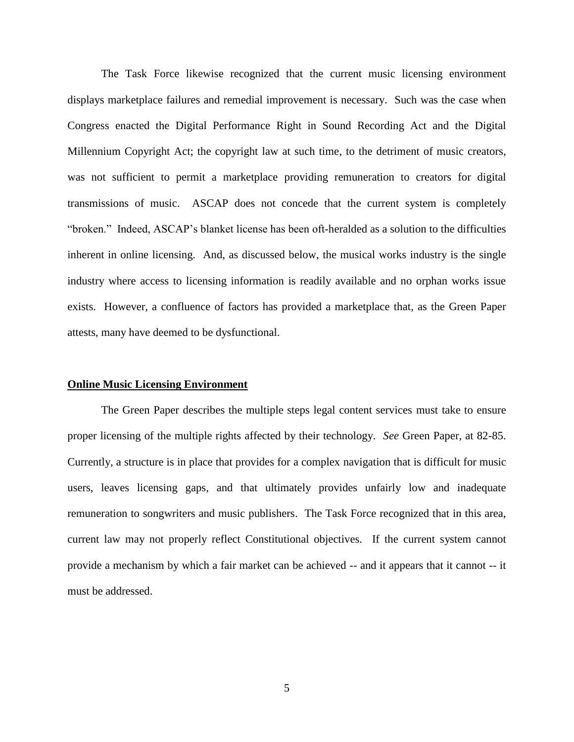The Task Force likewise recognized that the current music licensing environment displays marketplace failures and remedial improvement is necessary. Such was the case when Congress enacted the Digital Performance Right in Sound Recording Act and the Digital Millennium Copyright Act; the copyright law at such time, to the detriment of music creators, was not sufficient to permit a marketplace providing remuneration to creators for digital transmissions of music. ASCAP does not concede that the current system is completely "broken." Indeed, ASCAP's blanket license has been oft-heralded as a solution to the difficulties inherent in online licensing. And, as discussed below, the musical works industry is the single industry where access to licensing information is readily available and no orphan works issue exists. However, a confluence of factors has provided a marketplace that, as the Green Paper attests, many have deemed to be dysfunctional.

**Online Music Licensing Environment**

The Green Paper describes the multiple steps legal content services must take to ensure proper licensing of the multiple rights affected by their technology. *See* Green Paper, at 82-85. Currently, a structure is in place that provides for a complex navigation that is difficult for music users, leaves licensing gaps, and that ultimately provides unfairly low and inadequate remuneration to songwriters and music publishers. The Task Force recognized that in this area, current law may not properly reflect Constitutional objectives. If the current system cannot provide a mechanism by which a fair market can be achieved -- and it appears that it cannot -- it must be addressed.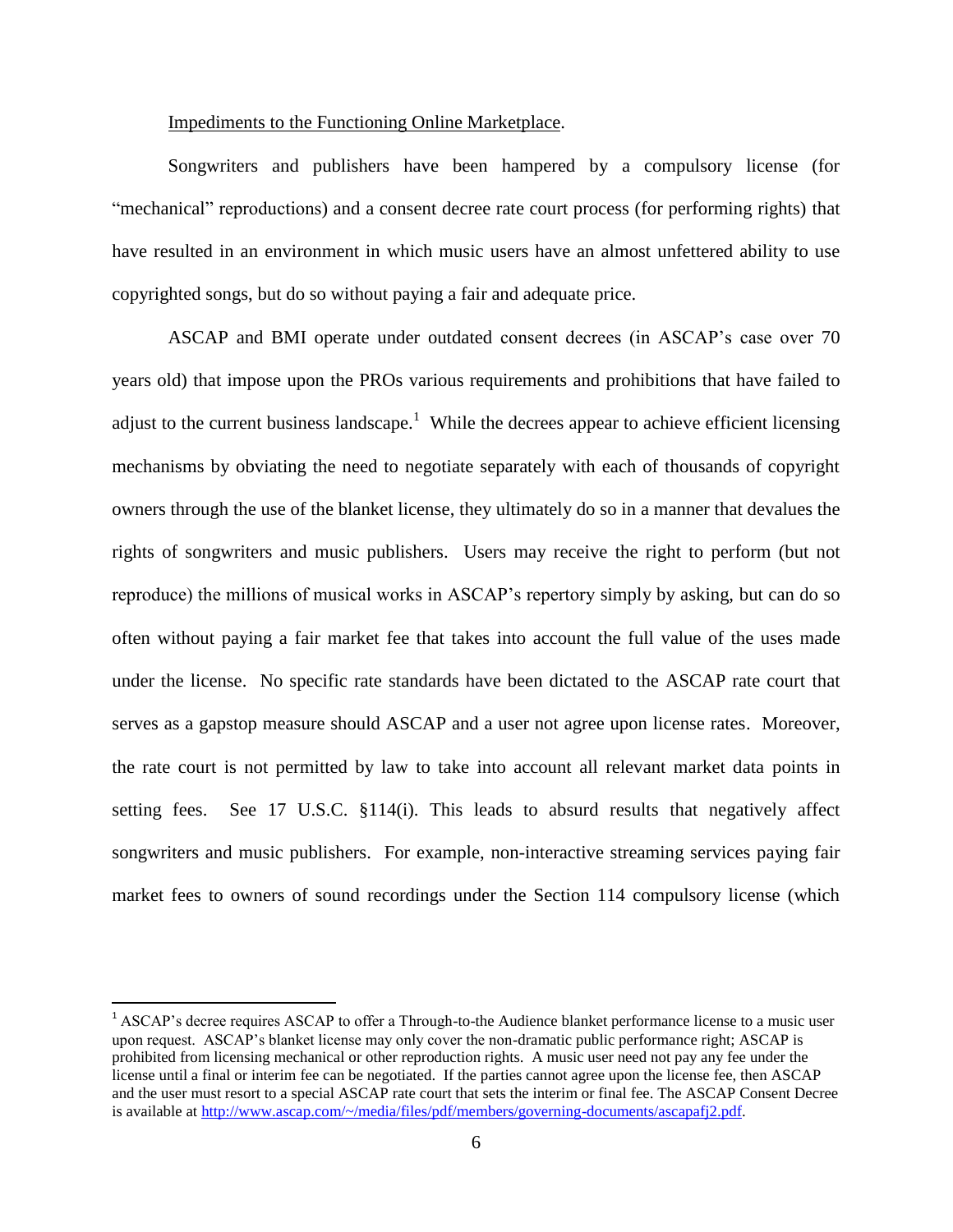Impediments to the Functioning Online Marketplace.

Songwriters and publishers have been hampered by a compulsory license (for "mechanical" reproductions) and a consent decree rate court process (for performing rights) that have resulted in an environment in which music users have an almost unfettered ability to use copyrighted songs, but do so without paying a fair and adequate price.

ASCAP and BMI operate under outdated consent decrees (in ASCAP's case over 70 years old) that impose upon the PROs various requirements and prohibitions that have failed to adjust to the current business landscape.[1] While the decrees appear to achieve efficient licensing mechanisms by obviating the need to negotiate separately with each of thousands of copyright owners through the use of the blanket license, they ultimately do so in a manner that devalues the rights of songwriters and music publishers. Users may receive the right to perform (but not reproduce) the millions of musical works in ASCAP's repertory simply by asking, but can do so often without paying a fair market fee that takes into account the full value of the uses made under the license. No specific rate standards have been dictated to the ASCAP rate court that serves as a gapstop measure should ASCAP and a user not agree upon license rates. Moreover, the rate court is not permitted by law to take into account all relevant market data points in setting fees. See 17 U.S.C. §114(i). This leads to absurd results that negatively affect songwriters and music publishers. For example, non-interactive streaming services paying fair market fees to owners of sound recordings under the Section 114 compulsory license (which

---

[1] ASCAP's decree requires ASCAP to offer a Through-to-the Audience blanket performance license to a music user upon request. ASCAP's blanket license may only cover the non-dramatic public performance right; ASCAP is prohibited from licensing mechanical or other reproduction rights. A music user need not pay any fee under the license until a final or interim fee can be negotiated. If the parties cannot agree upon the license fee, then ASCAP and the user must resort to a special ASCAP rate court that sets the interim or final fee. The ASCAP Consent Decree is available at http://www.ascap.com/~/media/files/pdf/members/governing-documents/ascapafj2.pdf.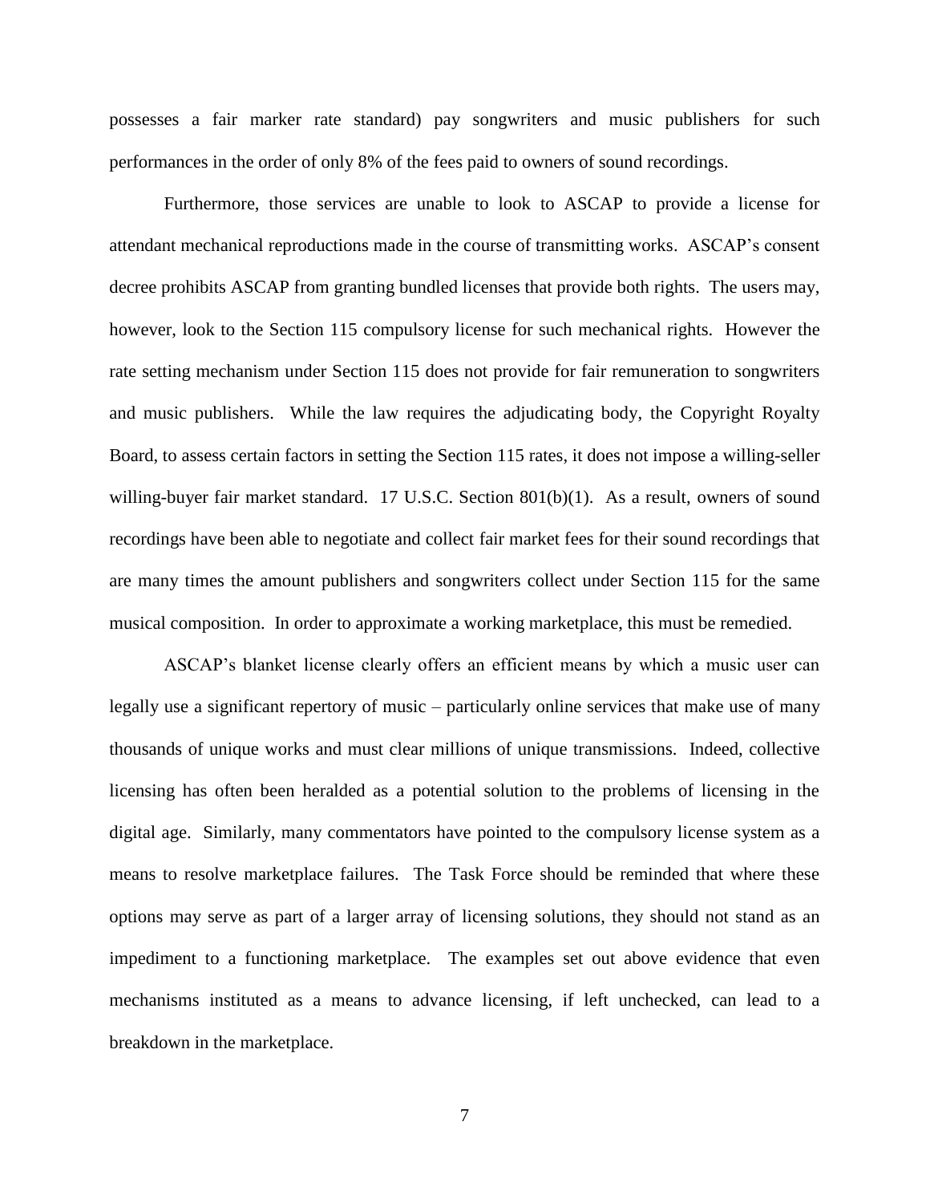possesses a fair marker rate standard) pay songwriters and music publishers for such performances in the order of only 8% of the fees paid to owners of sound recordings.

Furthermore, those services are unable to look to ASCAP to provide a license for attendant mechanical reproductions made in the course of transmitting works. ASCAP's consent decree prohibits ASCAP from granting bundled licenses that provide both rights. The users may, however, look to the Section 115 compulsory license for such mechanical rights. However the rate setting mechanism under Section 115 does not provide for fair remuneration to songwriters and music publishers. While the law requires the adjudicating body, the Copyright Royalty Board, to assess certain factors in setting the Section 115 rates, it does not impose a willing-seller willing-buyer fair market standard. 17 U.S.C. Section 801(b)(1). As a result, owners of sound recordings have been able to negotiate and collect fair market fees for their sound recordings that are many times the amount publishers and songwriters collect under Section 115 for the same musical composition. In order to approximate a working marketplace, this must be remedied.

ASCAP's blanket license clearly offers an efficient means by which a music user can legally use a significant repertory of music – particularly online services that make use of many thousands of unique works and must clear millions of unique transmissions. Indeed, collective licensing has often been heralded as a potential solution to the problems of licensing in the digital age. Similarly, many commentators have pointed to the compulsory license system as a means to resolve marketplace failures. The Task Force should be reminded that where these options may serve as part of a larger array of licensing solutions, they should not stand as an impediment to a functioning marketplace. The examples set out above evidence that even mechanisms instituted as a means to advance licensing, if left unchecked, can lead to a breakdown in the marketplace.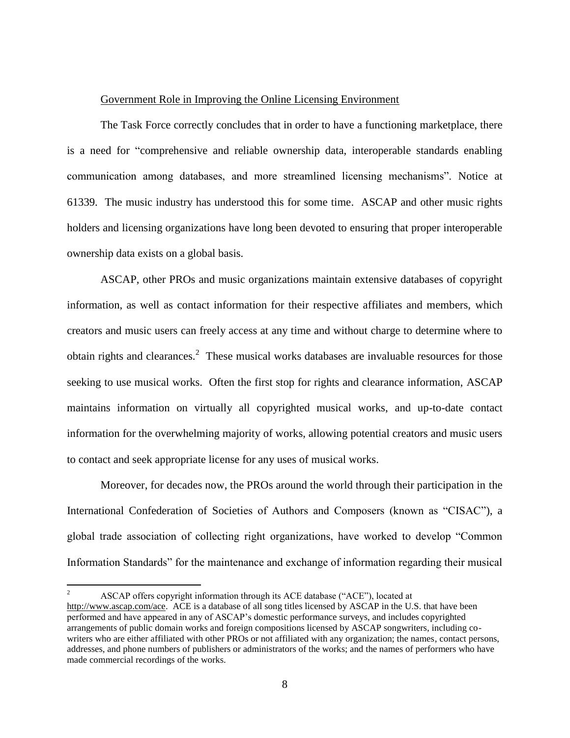Government Role in Improving the Online Licensing Environment

The Task Force correctly concludes that in order to have a functioning marketplace, there is a need for "comprehensive and reliable ownership data, interoperable standards enabling communication among databases, and more streamlined licensing mechanisms". Notice at 61339. The music industry has understood this for some time. ASCAP and other music rights holders and licensing organizations have long been devoted to ensuring that proper interoperable ownership data exists on a global basis.

ASCAP, other PROs and music organizations maintain extensive databases of copyright information, as well as contact information for their respective affiliates and members, which creators and music users can freely access at any time and without charge to determine where to obtain rights and clearances.[2] These musical works databases are invaluable resources for those seeking to use musical works. Often the first stop for rights and clearance information, ASCAP maintains information on virtually all copyrighted musical works, and up-to-date contact information for the overwhelming majority of works, allowing potential creators and music users to contact and seek appropriate license for any uses of musical works.

Moreover, for decades now, the PROs around the world through their participation in the International Confederation of Societies of Authors and Composers (known as "CISAC"), a global trade association of collecting right organizations, have worked to develop "Common Information Standards" for the maintenance and exchange of information regarding their musical

---

[2] ASCAP offers copyright information through its ACE database ("ACE"), located at http://www.ascap.com/ace. ACE is a database of all song titles licensed by ASCAP in the U.S. that have been performed and have appeared in any of ASCAP's domestic performance surveys, and includes copyrighted arrangements of public domain works and foreign compositions licensed by ASCAP songwriters, including co-writers who are either affiliated with other PROs or not affiliated with any organization; the names, contact persons, addresses, and phone numbers of publishers or administrators of the works; and the names of performers who have made commercial recordings of the works.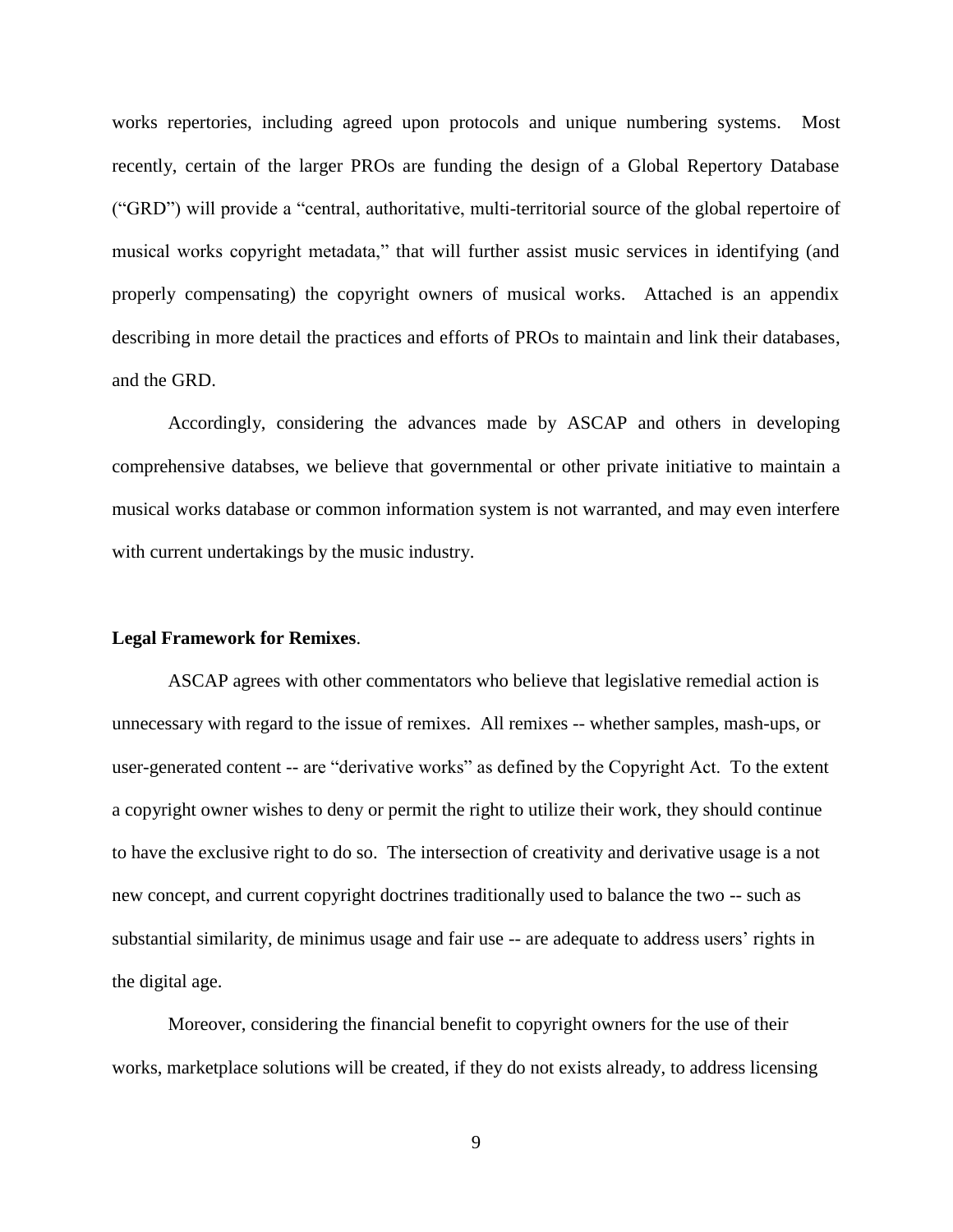works repertories, including agreed upon protocols and unique numbering systems. Most recently, certain of the larger PROs are funding the design of a Global Repertory Database ("GRD") will provide a "central, authoritative, multi-territorial source of the global repertoire of musical works copyright metadata," that will further assist music services in identifying (and properly compensating) the copyright owners of musical works. Attached is an appendix describing in more detail the practices and efforts of PROs to maintain and link their databases, and the GRD.

Accordingly, considering the advances made by ASCAP and others in developing comprehensive databses, we believe that governmental or other private initiative to maintain a musical works database or common information system is not warranted, and may even interfere with current undertakings by the music industry.

**Legal Framework for Remixes**.

ASCAP agrees with other commentators who believe that legislative remedial action is unnecessary with regard to the issue of remixes. All remixes -- whether samples, mash-ups, or user-generated content -- are "derivative works" as defined by the Copyright Act. To the extent a copyright owner wishes to deny or permit the right to utilize their work, they should continue to have the exclusive right to do so. The intersection of creativity and derivative usage is a not new concept, and current copyright doctrines traditionally used to balance the two -- such as substantial similarity, de minimus usage and fair use -- are adequate to address users' rights in the digital age.

Moreover, considering the financial benefit to copyright owners for the use of their works, marketplace solutions will be created, if they do not exists already, to address licensing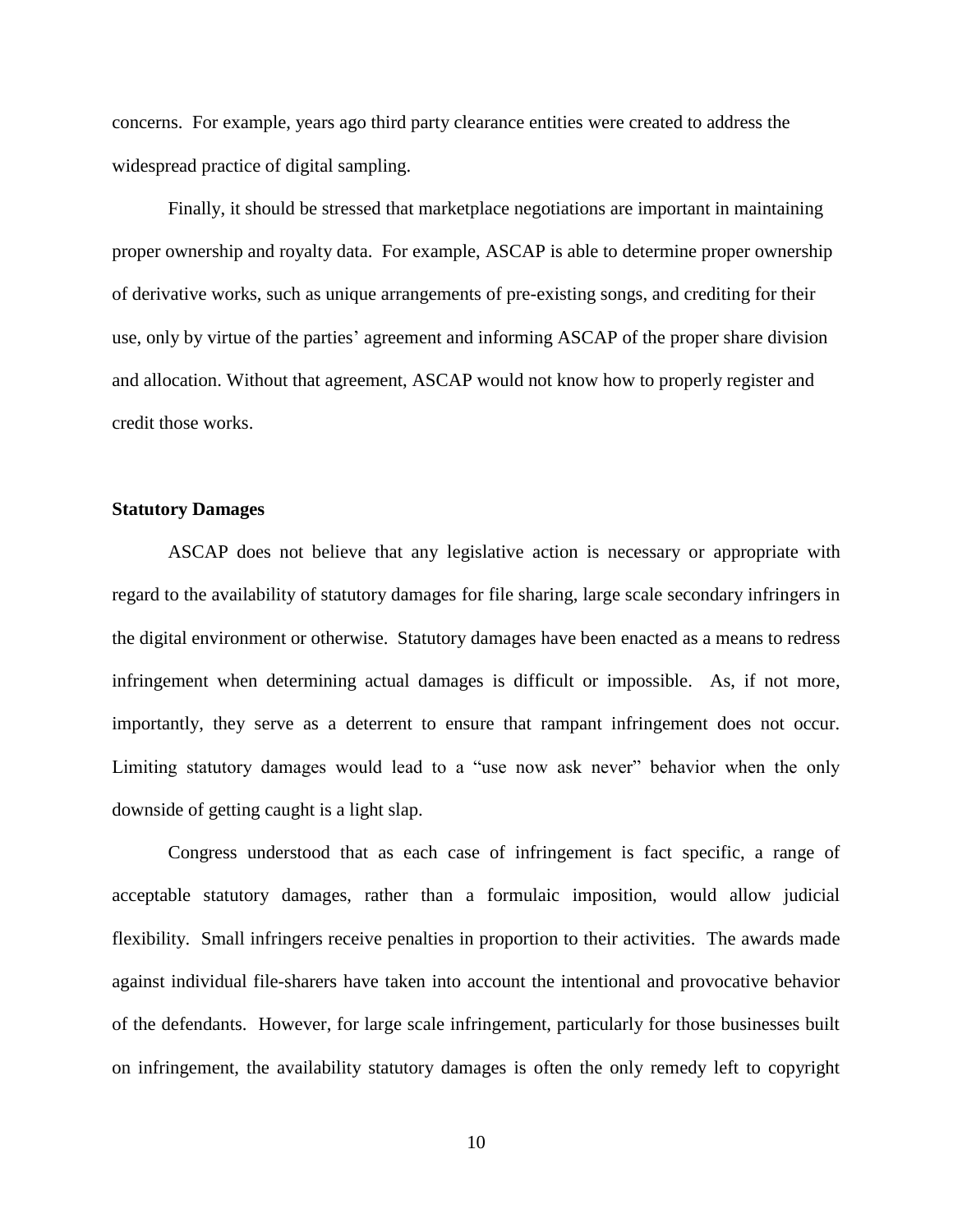concerns. For example, years ago third party clearance entities were created to address the widespread practice of digital sampling.

Finally, it should be stressed that marketplace negotiations are important in maintaining proper ownership and royalty data. For example, ASCAP is able to determine proper ownership of derivative works, such as unique arrangements of pre-existing songs, and crediting for their use, only by virtue of the parties' agreement and informing ASCAP of the proper share division and allocation. Without that agreement, ASCAP would not know how to properly register and credit those works.

**Statutory Damages**

ASCAP does not believe that any legislative action is necessary or appropriate with regard to the availability of statutory damages for file sharing, large scale secondary infringers in the digital environment or otherwise. Statutory damages have been enacted as a means to redress infringement when determining actual damages is difficult or impossible. As, if not more, importantly, they serve as a deterrent to ensure that rampant infringement does not occur. Limiting statutory damages would lead to a "use now ask never" behavior when the only downside of getting caught is a light slap.

Congress understood that as each case of infringement is fact specific, a range of acceptable statutory damages, rather than a formulaic imposition, would allow judicial flexibility. Small infringers receive penalties in proportion to their activities. The awards made against individual file-sharers have taken into account the intentional and provocative behavior of the defendants. However, for large scale infringement, particularly for those businesses built on infringement, the availability statutory damages is often the only remedy left to copyright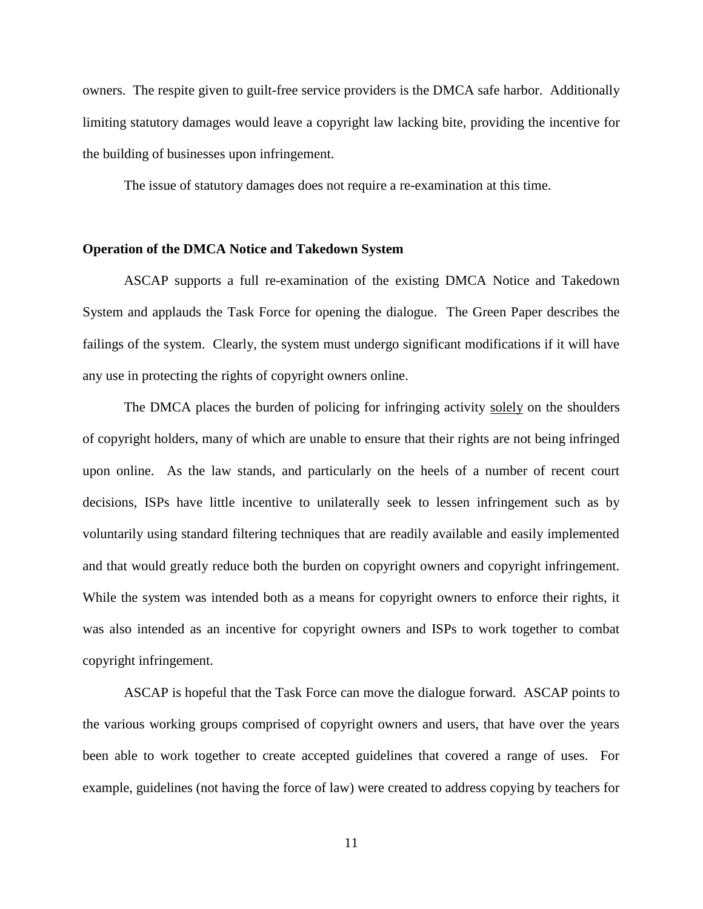owners. The respite given to guilt-free service providers is the DMCA safe harbor. Additionally limiting statutory damages would leave a copyright law lacking bite, providing the incentive for the building of businesses upon infringement.

The issue of statutory damages does not require a re-examination at this time.

**Operation of the DMCA Notice and Takedown System**

ASCAP supports a full re-examination of the existing DMCA Notice and Takedown System and applauds the Task Force for opening the dialogue. The Green Paper describes the failings of the system. Clearly, the system must undergo significant modifications if it will have any use in protecting the rights of copyright owners online.

The DMCA places the burden of policing for infringing activity <u>solely</u> on the shoulders of copyright holders, many of which are unable to ensure that their rights are not being infringed upon online. As the law stands, and particularly on the heels of a number of recent court decisions, ISPs have little incentive to unilaterally seek to lessen infringement such as by voluntarily using standard filtering techniques that are readily available and easily implemented and that would greatly reduce both the burden on copyright owners and copyright infringement. While the system was intended both as a means for copyright owners to enforce their rights, it was also intended as an incentive for copyright owners and ISPs to work together to combat copyright infringement.

ASCAP is hopeful that the Task Force can move the dialogue forward. ASCAP points to the various working groups comprised of copyright owners and users, that have over the years been able to work together to create accepted guidelines that covered a range of uses. For example, guidelines (not having the force of law) were created to address copying by teachers for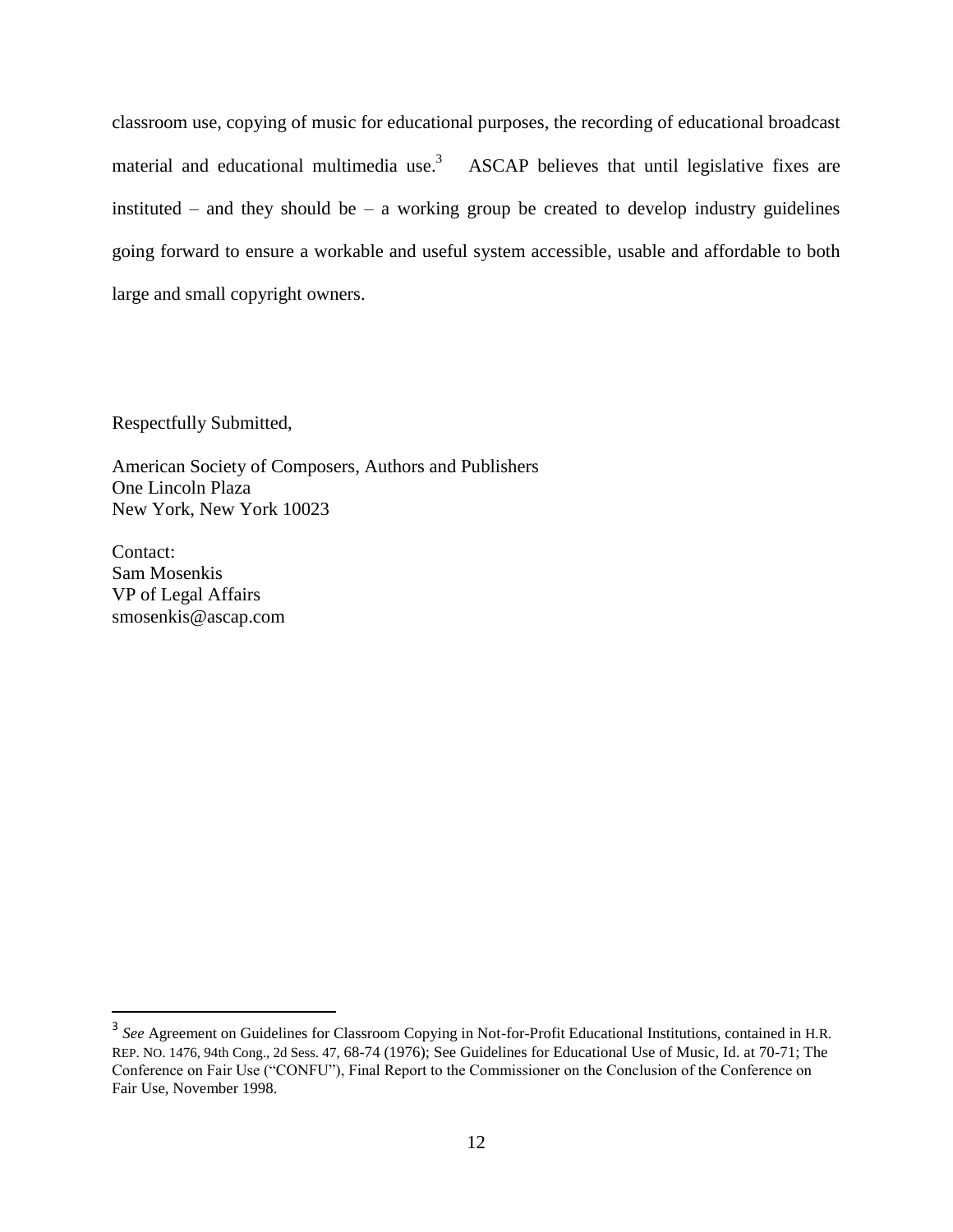classroom use, copying of music for educational purposes, the recording of educational broadcast material and educational multimedia use.[3] ASCAP believes that until legislative fixes are instituted – and they should be – a working group be created to develop industry guidelines going forward to ensure a workable and useful system accessible, usable and affordable to both large and small copyright owners.

Respectfully Submitted,

American Society of Composers, Authors and Publishers
One Lincoln Plaza
New York, New York 10023

Contact:
Sam Mosenkis
VP of Legal Affairs
smosenkis@ascap.com

---

[3] *See* Agreement on Guidelines for Classroom Copying in Not-for-Profit Educational Institutions, contained in H.R. REP. NO. 1476, 94th Cong., 2d Sess. 47, 68-74 (1976); See Guidelines for Educational Use of Music, Id. at 70-71; The Conference on Fair Use ("CONFU"), Final Report to the Commissioner on the Conclusion of the Conference on Fair Use, November 1998.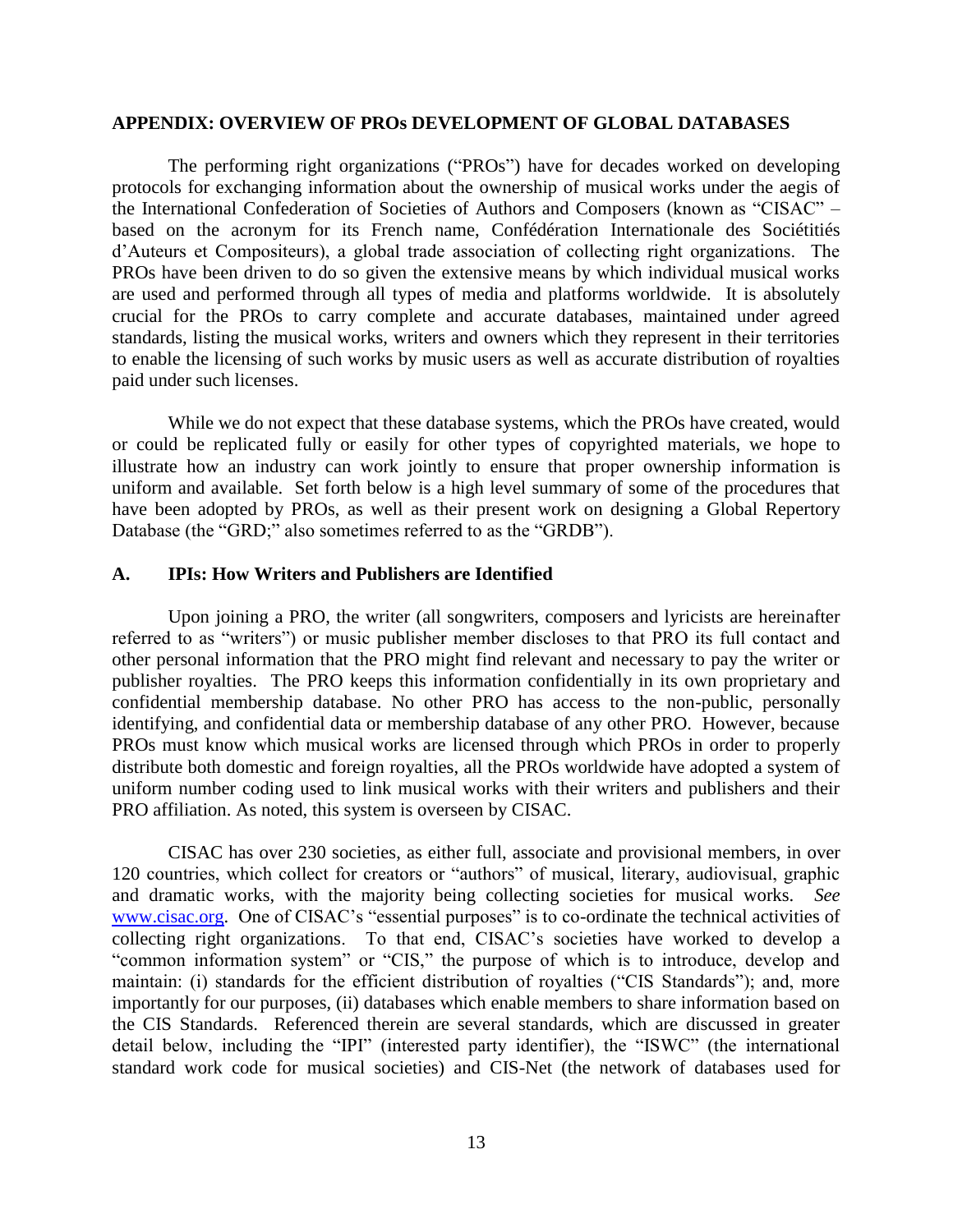## APPENDIX: OVERVIEW OF PROs DEVELOPMENT OF GLOBAL DATABASES

The performing right organizations ("PROs") have for decades worked on developing protocols for exchanging information about the ownership of musical works under the aegis of the International Confederation of Societies of Authors and Composers (known as "CISAC" – based on the acronym for its French name, Confédération Internationale des Sociétitiés d'Auteurs et Compositeurs), a global trade association of collecting right organizations. The PROs have been driven to do so given the extensive means by which individual musical works are used and performed through all types of media and platforms worldwide. It is absolutely crucial for the PROs to carry complete and accurate databases, maintained under agreed standards, listing the musical works, writers and owners which they represent in their territories to enable the licensing of such works by music users as well as accurate distribution of royalties paid under such licenses.

While we do not expect that these database systems, which the PROs have created, would or could be replicated fully or easily for other types of copyrighted materials, we hope to illustrate how an industry can work jointly to ensure that proper ownership information is uniform and available. Set forth below is a high level summary of some of the procedures that have been adopted by PROs, as well as their present work on designing a Global Repertory Database (the "GRD;" also sometimes referred to as the "GRDB").

### A. IPIs: How Writers and Publishers are Identified

Upon joining a PRO, the writer (all songwriters, composers and lyricists are hereinafter referred to as "writers") or music publisher member discloses to that PRO its full contact and other personal information that the PRO might find relevant and necessary to pay the writer or publisher royalties. The PRO keeps this information confidentially in its own proprietary and confidential membership database. No other PRO has access to the non-public, personally identifying, and confidential data or membership database of any other PRO. However, because PROs must know which musical works are licensed through which PROs in order to properly distribute both domestic and foreign royalties, all the PROs worldwide have adopted a system of uniform number coding used to link musical works with their writers and publishers and their PRO affiliation. As noted, this system is overseen by CISAC.

CISAC has over 230 societies, as either full, associate and provisional members, in over 120 countries, which collect for creators or "authors" of musical, literary, audiovisual, graphic and dramatic works, with the majority being collecting societies for musical works. *See* www.cisac.org. One of CISAC's "essential purposes" is to co-ordinate the technical activities of collecting right organizations. To that end, CISAC's societies have worked to develop a "common information system" or "CIS," the purpose of which is to introduce, develop and maintain: (i) standards for the efficient distribution of royalties ("CIS Standards"); and, more importantly for our purposes, (ii) databases which enable members to share information based on the CIS Standards. Referenced therein are several standards, which are discussed in greater detail below, including the "IPI" (interested party identifier), the "ISWC" (the international standard work code for musical societies) and CIS-Net (the network of databases used for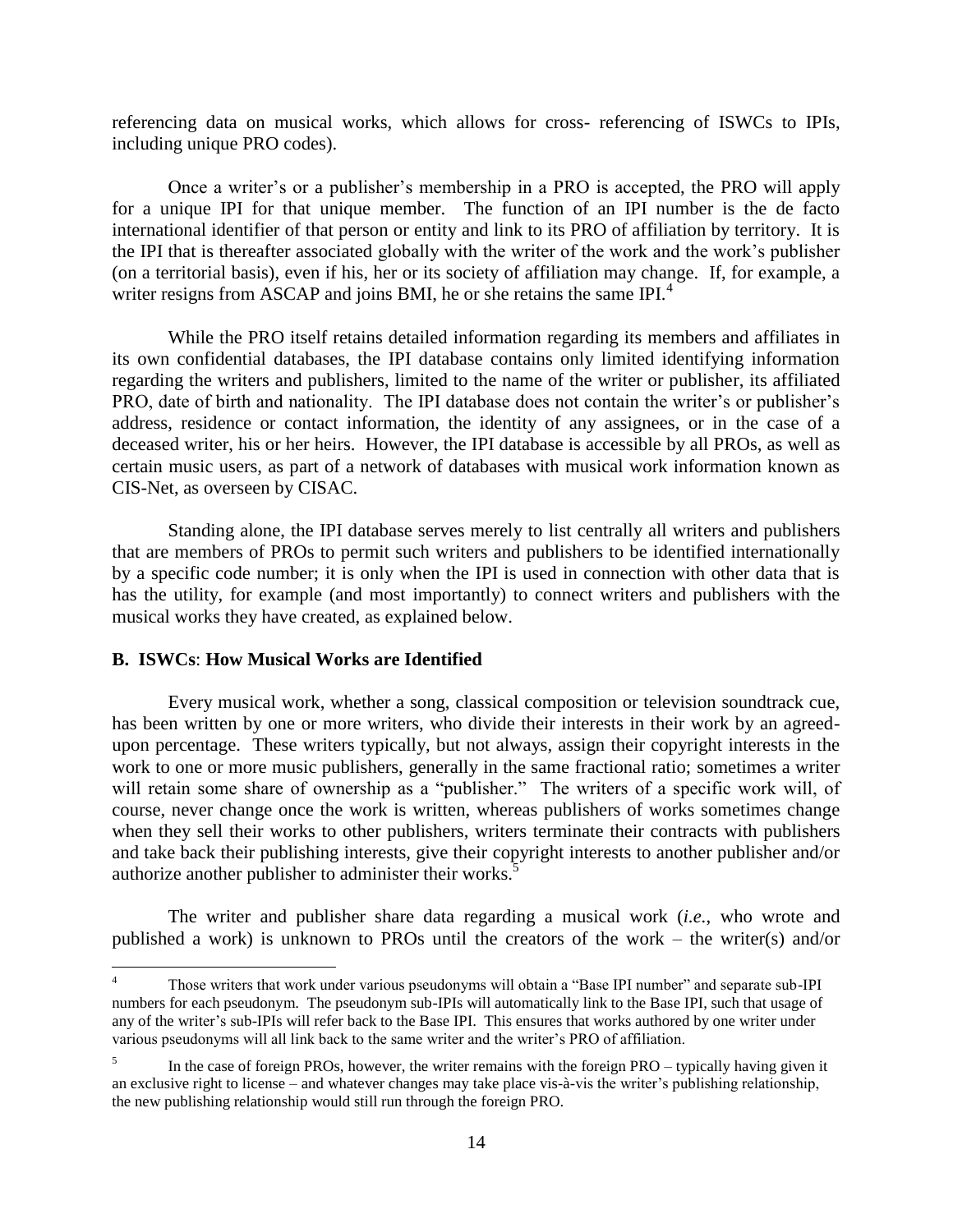referencing data on musical works, which allows for cross- referencing of ISWCs to IPIs, including unique PRO codes).

Once a writer's or a publisher's membership in a PRO is accepted, the PRO will apply for a unique IPI for that unique member. The function of an IPI number is the de facto international identifier of that person or entity and link to its PRO of affiliation by territory. It is the IPI that is thereafter associated globally with the writer of the work and the work's publisher (on a territorial basis), even if his, her or its society of affiliation may change. If, for example, a writer resigns from ASCAP and joins BMI, he or she retains the same IPI.[4]

While the PRO itself retains detailed information regarding its members and affiliates in its own confidential databases, the IPI database contains only limited identifying information regarding the writers and publishers, limited to the name of the writer or publisher, its affiliated PRO, date of birth and nationality. The IPI database does not contain the writer's or publisher's address, residence or contact information, the identity of any assignees, or in the case of a deceased writer, his or her heirs. However, the IPI database is accessible by all PROs, as well as certain music users, as part of a network of databases with musical work information known as CIS-Net, as overseen by CISAC.

Standing alone, the IPI database serves merely to list centrally all writers and publishers that are members of PROs to permit such writers and publishers to be identified internationally by a specific code number; it is only when the IPI is used in connection with other data that is has the utility, for example (and most importantly) to connect writers and publishers with the musical works they have created, as explained below.

**B. ISWCs**: **How Musical Works are Identified**

Every musical work, whether a song, classical composition or television soundtrack cue, has been written by one or more writers, who divide their interests in their work by an agreed-upon percentage. These writers typically, but not always, assign their copyright interests in the work to one or more music publishers, generally in the same fractional ratio; sometimes a writer will retain some share of ownership as a "publisher." The writers of a specific work will, of course, never change once the work is written, whereas publishers of works sometimes change when they sell their works to other publishers, writers terminate their contracts with publishers and take back their publishing interests, give their copyright interests to another publisher and/or authorize another publisher to administer their works.[5]

The writer and publisher share data regarding a musical work (*i.e.*, who wrote and published a work) is unknown to PROs until the creators of the work – the writer(s) and/or

---

[4] Those writers that work under various pseudonyms will obtain a "Base IPI number" and separate sub-IPI numbers for each pseudonym. The pseudonym sub-IPIs will automatically link to the Base IPI, such that usage of any of the writer's sub-IPIs will refer back to the Base IPI. This ensures that works authored by one writer under various pseudonyms will all link back to the same writer and the writer's PRO of affiliation.

[5] In the case of foreign PROs, however, the writer remains with the foreign PRO – typically having given it an exclusive right to license – and whatever changes may take place vis-à-vis the writer's publishing relationship, the new publishing relationship would still run through the foreign PRO.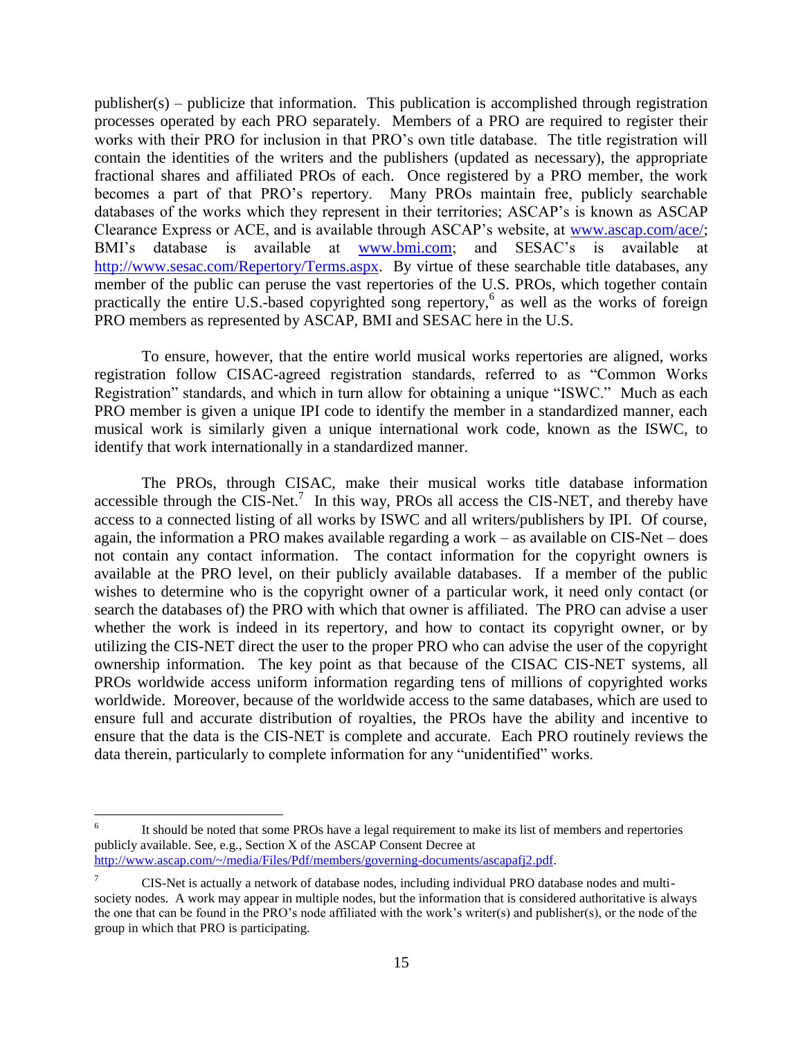publisher(s) – publicize that information. This publication is accomplished through registration processes operated by each PRO separately. Members of a PRO are required to register their works with their PRO for inclusion in that PRO's own title database. The title registration will contain the identities of the writers and the publishers (updated as necessary), the appropriate fractional shares and affiliated PROs of each. Once registered by a PRO member, the work becomes a part of that PRO's repertory. Many PROs maintain free, publicly searchable databases of the works which they represent in their territories; ASCAP's is known as ASCAP Clearance Express or ACE, and is available through ASCAP's website, at www.ascap.com/ace/; BMI's database is available at www.bmi.com; and SESAC's is available at http://www.sesac.com/Repertory/Terms.aspx. By virtue of these searchable title databases, any member of the public can peruse the vast repertories of the U.S. PROs, which together contain practically the entire U.S.-based copyrighted song repertory,[6] as well as the works of foreign PRO members as represented by ASCAP, BMI and SESAC here in the U.S.

To ensure, however, that the entire world musical works repertories are aligned, works registration follow CISAC-agreed registration standards, referred to as "Common Works Registration" standards, and which in turn allow for obtaining a unique "ISWC." Much as each PRO member is given a unique IPI code to identify the member in a standardized manner, each musical work is similarly given a unique international work code, known as the ISWC, to identify that work internationally in a standardized manner.

The PROs, through CISAC, make their musical works title database information accessible through the CIS-Net.[7] In this way, PROs all access the CIS-NET, and thereby have access to a connected listing of all works by ISWC and all writers/publishers by IPI. Of course, again, the information a PRO makes available regarding a work – as available on CIS-Net – does not contain any contact information. The contact information for the copyright owners is available at the PRO level, on their publicly available databases. If a member of the public wishes to determine who is the copyright owner of a particular work, it need only contact (or search the databases of) the PRO with which that owner is affiliated. The PRO can advise a user whether the work is indeed in its repertory, and how to contact its copyright owner, or by utilizing the CIS-NET direct the user to the proper PRO who can advise the user of the copyright ownership information. The key point as that because of the CISAC CIS-NET systems, all PROs worldwide access uniform information regarding tens of millions of copyrighted works worldwide. Moreover, because of the worldwide access to the same databases, which are used to ensure full and accurate distribution of royalties, the PROs have the ability and incentive to ensure that the data is the CIS-NET is complete and accurate. Each PRO routinely reviews the data therein, particularly to complete information for any "unidentified" works.

---

[6] It should be noted that some PROs have a legal requirement to make its list of members and repertories publicly available. See, e.g., Section X of the ASCAP Consent Decree at http://www.ascap.com/~/media/Files/Pdf/members/governing-documents/ascapafj2.pdf.

[7] CIS-Net is actually a network of database nodes, including individual PRO database nodes and multi-society nodes. A work may appear in multiple nodes, but the information that is considered authoritative is always the one that can be found in the PRO's node affiliated with the work's writer(s) and publisher(s), or the node of the group in which that PRO is participating.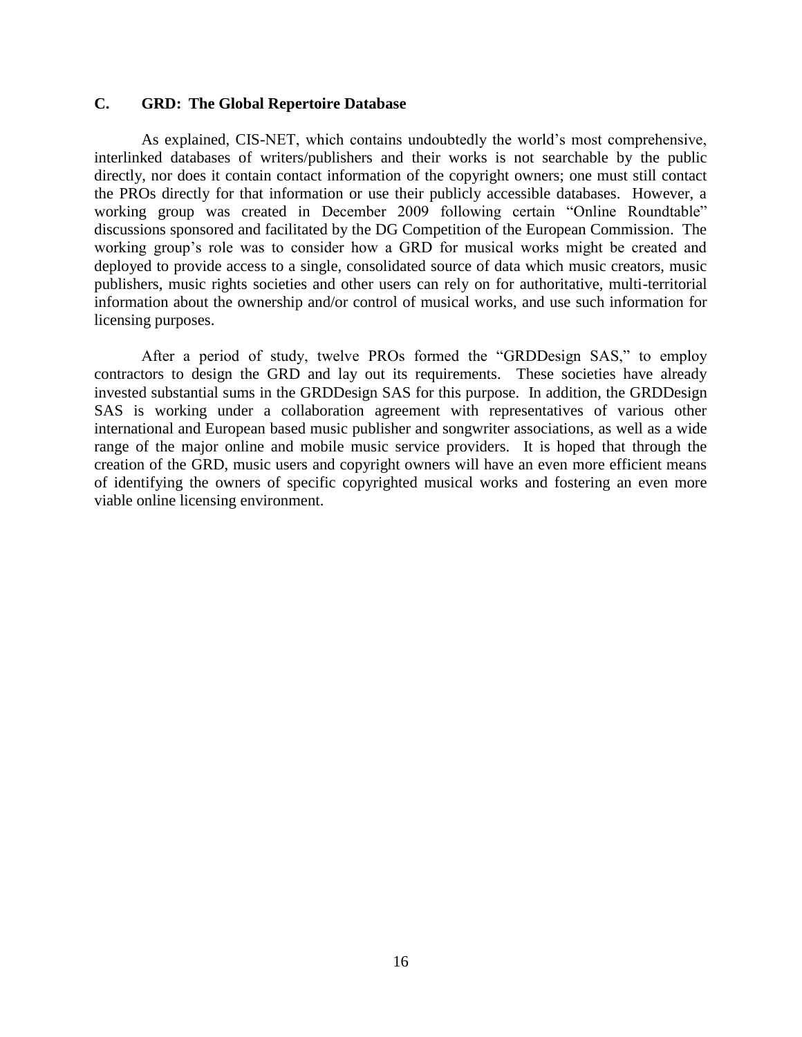### C. GRD: The Global Repertoire Database

As explained, CIS-NET, which contains undoubtedly the world's most comprehensive, interlinked databases of writers/publishers and their works is not searchable by the public directly, nor does it contain contact information of the copyright owners; one must still contact the PROs directly for that information or use their publicly accessible databases. However, a working group was created in December 2009 following certain "Online Roundtable" discussions sponsored and facilitated by the DG Competition of the European Commission. The working group's role was to consider how a GRD for musical works might be created and deployed to provide access to a single, consolidated source of data which music creators, music publishers, music rights societies and other users can rely on for authoritative, multi-territorial information about the ownership and/or control of musical works, and use such information for licensing purposes.

After a period of study, twelve PROs formed the "GRDDesign SAS," to employ contractors to design the GRD and lay out its requirements. These societies have already invested substantial sums in the GRDDesign SAS for this purpose. In addition, the GRDDesign SAS is working under a collaboration agreement with representatives of various other international and European based music publisher and songwriter associations, as well as a wide range of the major online and mobile music service providers. It is hoped that through the creation of the GRD, music users and copyright owners will have an even more efficient means of identifying the owners of specific copyrighted musical works and fostering an even more viable online licensing environment.